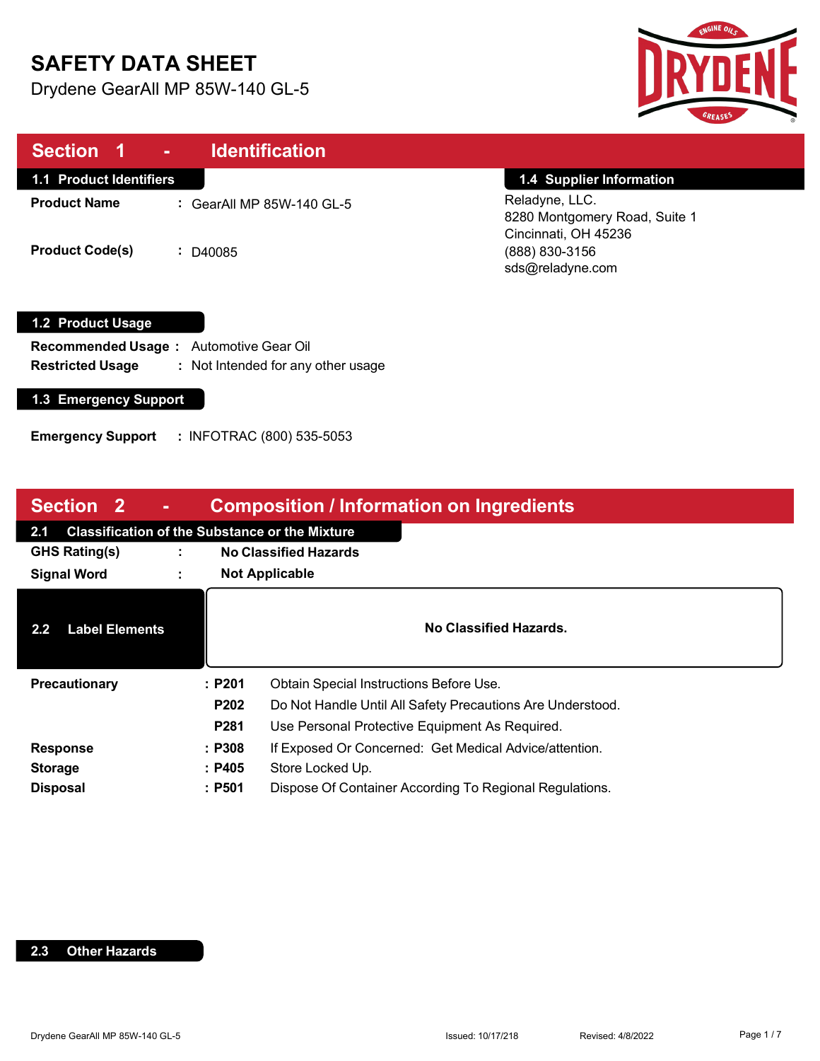# SAFETY DATA SHEET

Drydene GearAll MP 85W-140 GL-5

## Section 1 - Identification

### 1.1 Product Identifiers

**Product Name** : GearAll MP 85W-140 GL-5

**Product Code(s)** : D40085

### 1.4 Supplier Information

Reladyne, LLC.
8280 Montgomery Road, Suite 1
Cincinnati, OH 45236
(888) 830-3156
sds@reladyne.com

### 1.2 Product Usage

**Recommended Usage** : Automotive Gear Oil
**Restricted Usage** : Not Intended for any other usage

### 1.3 Emergency Support

**Emergency Support** : INFOTRAC (800) 535-5053

## Section 2 - Composition / Information on Ingredients

### 2.1 Classification of the Substance or the Mixture

**GHS Rating(s)** : **No Classified Hazards**
**Signal Word** : **Not Applicable**

### 2.2 Label Elements

**No Classified Hazards.**

| | | |
|---|---|---|
| **Precautionary** | **: P201** | Obtain Special Instructions Before Use. |
| | **P202** | Do Not Handle Until All Safety Precautions Are Understood. |
| | **P281** | Use Personal Protective Equipment As Required. |
| **Response** | **: P308** | If Exposed Or Concerned: Get Medical Advice/attention. |
| **Storage** | **: P405** | Store Locked Up. |
| **Disposal** | **: P501** | Dispose Of Container According To Regional Regulations. |

### 2.3 Other Hazards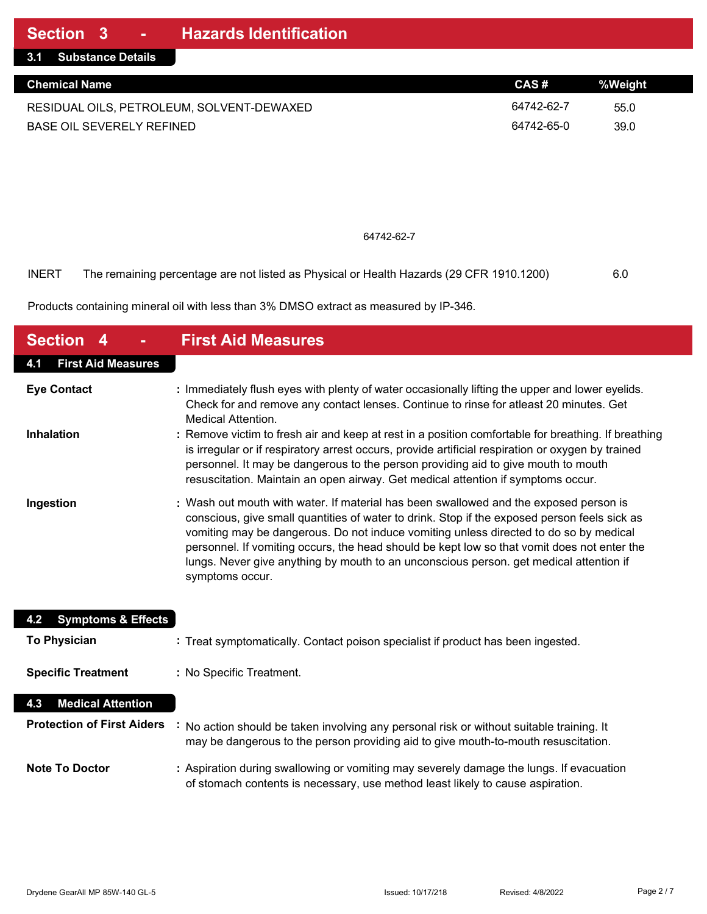## Section 3 - Hazards Identification

### 3.1 Substance Details

| Chemical Name | CAS # | %Weight |
|---|---|---|
| RESIDUAL OILS, PETROLEUM, SOLVENT-DEWAXED | 64742-62-7 | 55.0 |
| BASE OIL SEVERELY REFINED | 64742-65-0 | 39.0 |

64742-62-7

INERT The remaining percentage are not listed as Physical or Health Hazards (29 CFR 1910.1200) 6.0

Products containing mineral oil with less than 3% DMSO extract as measured by IP-346.

## Section 4 - First Aid Measures

### 4.1 First Aid Measures

**Eye Contact** : Immediately flush eyes with plenty of water occasionally lifting the upper and lower eyelids. Check for and remove any contact lenses. Continue to rinse for atleast 20 minutes. Get Medical Attention.

**Inhalation** : Remove victim to fresh air and keep at rest in a position comfortable for breathing. If breathing is irregular or if respiratory arrest occurs, provide artificial respiration or oxygen by trained personnel. It may be dangerous to the person providing aid to give mouth to mouth resuscitation. Maintain an open airway. Get medical attention if symptoms occur.

**Ingestion** : Wash out mouth with water. If material has been swallowed and the exposed person is conscious, give small quantities of water to drink. Stop if the exposed person feels sick as vomiting may be dangerous. Do not induce vomiting unless directed to do so by medical personnel. If vomiting occurs, the head should be kept low so that vomit does not enter the lungs. Never give anything by mouth to an unconscious person. get medical attention if symptoms occur.

### 4.2 Symptoms & Effects

**To Physician** : Treat symptomatically. Contact poison specialist if product has been ingested.

**Specific Treatment** : No Specific Treatment.

### 4.3 Medical Attention

**Protection of First Aiders** : No action should be taken involving any personal risk or without suitable training. It may be dangerous to the person providing aid to give mouth-to-mouth resuscitation.

**Note To Doctor** : Aspiration during swallowing or vomiting may severely damage the lungs. If evacuation of stomach contents is necessary, use method least likely to cause aspiration.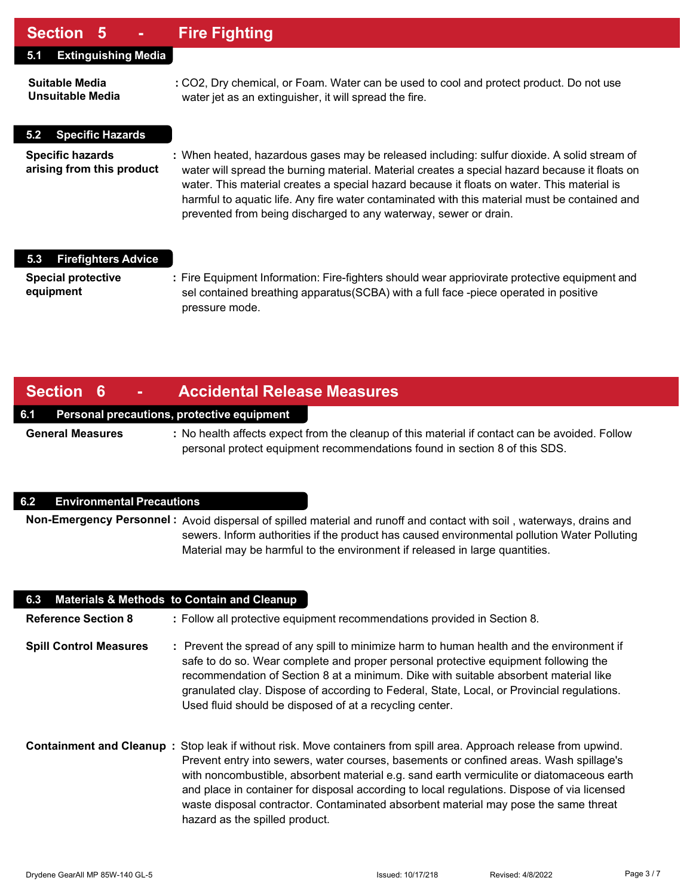## Section 5 - Fire Fighting

### 5.1 Extinguishing Media

**Suitable Media**
**Unsuitable Media**
: $CO_2$, Dry chemical, or Foam. Water can be used to cool and protect product. Do not use water jet as an extinguisher, it will spread the fire.

### 5.2 Specific Hazards

**Specific hazards arising from this product** : When heated, hazardous gases may be released including: sulfur dioxide. A solid stream of water will spread the burning material. Material creates a special hazard because it floats on water. This material creates a special hazard because it floats on water. This material is harmful to aquatic life. Any fire water contaminated with this material must be contained and prevented from being discharged to any waterway, sewer or drain.

### 5.3 Firefighters Advice

**Special protective equipment** : Fire Equipment Information: Fire-fighters should wear appriovirate protective equipment and sel contained breathing apparatus(SCBA) with a full face -piece operated in positive pressure mode.

## Section 6 - Accidental Release Measures

### 6.1 Personal precautions, protective equipment

**General Measures** : No health affects expect from the cleanup of this material if contact can be avoided. Follow personal protect equipment recommendations found in section 8 of this SDS.

### 6.2 Environmental Precautions

**Non-Emergency Personnel** : Avoid dispersal of spilled material and runoff and contact with soil , waterways, drains and sewers. Inform authorities if the product has caused environmental pollution Water Polluting Material may be harmful to the environment if released in large quantities.

### 6.3 Materials & Methods to Contain and Cleanup

**Reference Section 8** : Follow all protective equipment recommendations provided in Section 8.

**Spill Control Measures** : Prevent the spread of any spill to minimize harm to human health and the environment if safe to do so. Wear complete and proper personal protective equipment following the recommendation of Section 8 at a minimum. Dike with suitable absorbent material like granulated clay. Dispose of according to Federal, State, Local, or Provincial regulations. Used fluid should be disposed of at a recycling center.

**Containment and Cleanup** : Stop leak if without risk. Move containers from spill area. Approach release from upwind. Prevent entry into sewers, water courses, basements or confined areas. Wash spillage's with noncombustible, absorbent material e.g. sand earth vermiculite or diatomaceous earth and place in container for disposal according to local regulations. Dispose of via licensed waste disposal contractor. Contaminated absorbent material may pose the same threat hazard as the spilled product.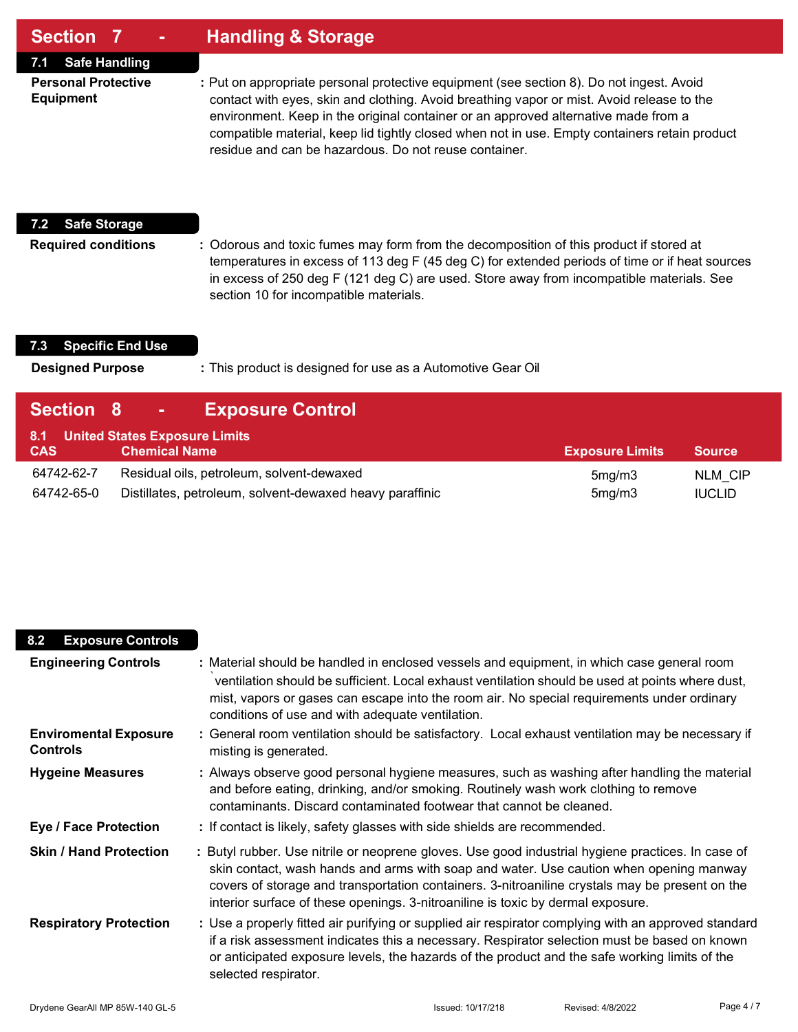## Section 7 - Handling & Storage

### 7.1 Safe Handling

**Personal Protective Equipment** : Put on appropriate personal protective equipment (see section 8). Do not ingest. Avoid contact with eyes, skin and clothing. Avoid breathing vapor or mist. Avoid release to the environment. Keep in the original container or an approved alternative made from a compatible material, keep lid tightly closed when not in use. Empty containers retain product residue and can be hazardous. Do not reuse container.

### 7.2 Safe Storage

**Required conditions** : Odorous and toxic fumes may form from the decomposition of this product if stored at temperatures in excess of 113 deg F (45 deg C) for extended periods of time or if heat sources in excess of 250 deg F (121 deg C) are used. Store away from incompatible materials. See section 10 for incompatible materials.

### 7.3 Specific End Use

**Designed Purpose** : This product is designed for use as a Automotive Gear Oil

## Section 8 - Exposure Control

### 8.1 United States Exposure Limits

| CAS | Chemical Name | Exposure Limits | Source |
|---|---|---|---|
| 64742-62-7 | Residual oils, petroleum, solvent-dewaxed | 5mg/m3 | NLM_CIP |
| 64742-65-0 | Distillates, petroleum, solvent-dewaxed heavy paraffinic | 5mg/m3 | IUCLID |

### 8.2 Exposure Controls

**Engineering Controls** : Material should be handled in enclosed vessels and equipment, in which case general room `ventilation should be sufficient. Local exhaust ventilation should be used at points where dust, mist, vapors or gases can escape into the room air. No special requirements under ordinary conditions of use and with adequate ventilation.

**Enviromental Exposure Controls** : General room ventilation should be satisfactory. Local exhaust ventilation may be necessary if misting is generated.

**Hygeine Measures** : Always observe good personal hygiene measures, such as washing after handling the material and before eating, drinking, and/or smoking. Routinely wash work clothing to remove contaminants. Discard contaminated footwear that cannot be cleaned.

**Eye / Face Protection** : If contact is likely, safety glasses with side shields are recommended.

**Skin / Hand Protection** : Butyl rubber. Use nitrile or neoprene gloves. Use good industrial hygiene practices. In case of skin contact, wash hands and arms with soap and water. Use caution when opening manway covers of storage and transportation containers. 3-nitroaniline crystals may be present on the interior surface of these openings. 3-nitroaniline is toxic by dermal exposure.

**Respiratory Protection** : Use a properly fitted air purifying or supplied air respirator complying with an approved standard if a risk assessment indicates this a necessary. Respirator selection must be based on known or anticipated exposure levels, the hazards of the product and the safe working limits of the selected respirator.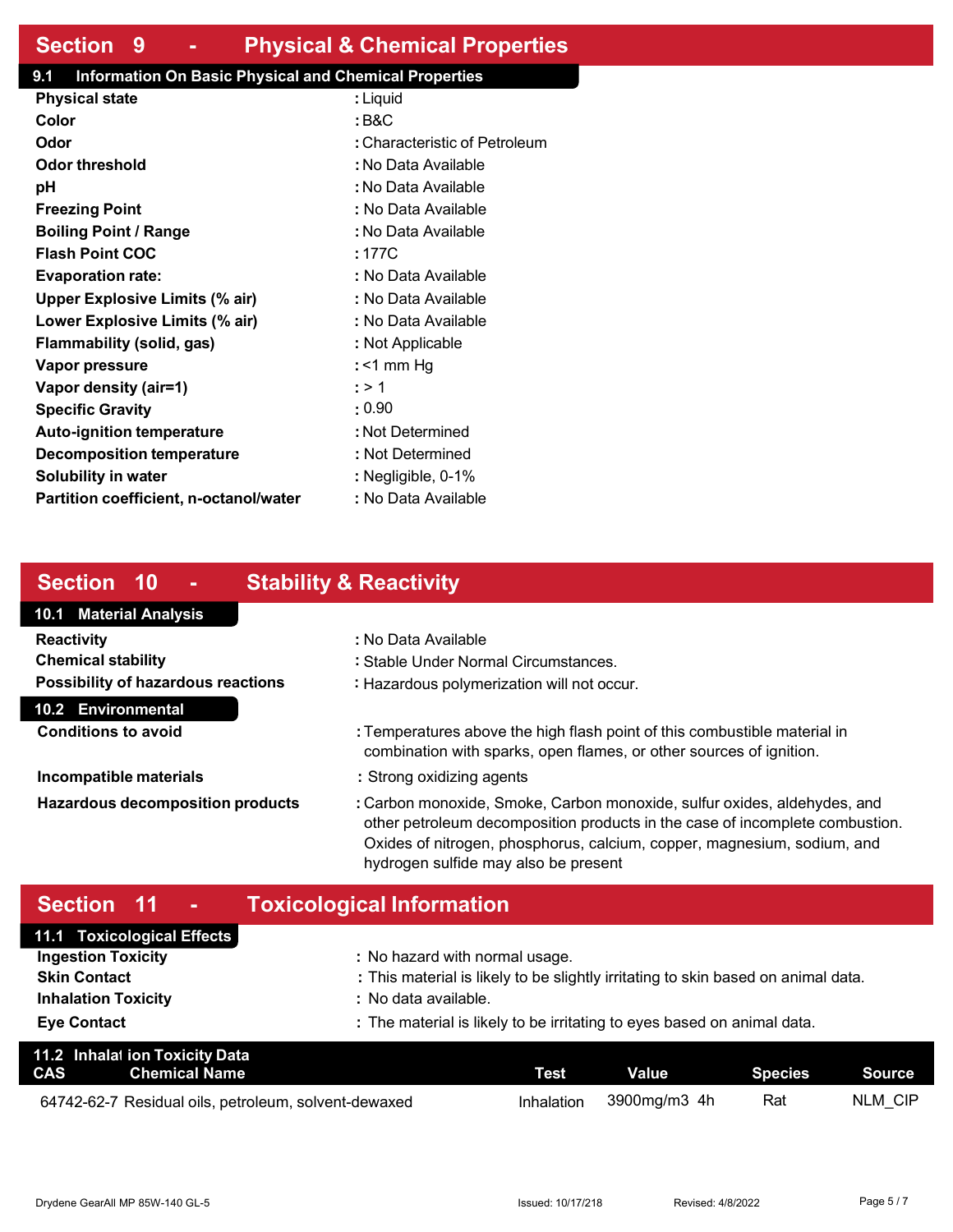## Section 9 - Physical & Chemical Properties

### 9.1 Information On Basic Physical and Chemical Properties

| | |
|---|---|
| **Physical state** | : Liquid |
| **Color** | : B&C |
| **Odor** | : Characteristic of Petroleum |
| **Odor threshold** | : No Data Available |
| **pH** | : No Data Available |
| **Freezing Point** | : No Data Available |
| **Boiling Point / Range** | : No Data Available |
| **Flash Point COC** | : 177C |
| **Evaporation rate:** | : No Data Available |
| **Upper Explosive Limits (% air)** | : No Data Available |
| **Lower Explosive Limits (% air)** | : No Data Available |
| **Flammability (solid, gas)** | : Not Applicable |
| **Vapor pressure** | : <1 mm Hg |
| **Vapor density (air=1)** | : > 1 |
| **Specific Gravity** | : 0.90 |
| **Auto-ignition temperature** | : Not Determined |
| **Decomposition temperature** | : Not Determined |
| **Solubility in water** | : Negligible, 0-1% |
| **Partition coefficient, n-octanol/water** | : No Data Available |

## Section 10 - Stability & Reactivity

### 10.1 Material Analysis

| | |
|---|---|
| **Reactivity** | : No Data Available |
| **Chemical stability** | : Stable Under Normal Circumstances. |
| **Possibility of hazardous reactions** | : Hazardous polymerization will not occur. |

### 10.2 Environmental

| | |
|---|---|
| **Conditions to avoid** | : Temperatures above the high flash point of this combustible material in combination with sparks, open flames, or other sources of ignition. |
| **Incompatible materials** | : Strong oxidizing agents |
| **Hazardous decomposition products** | : Carbon monoxide, Smoke, Carbon monoxide, sulfur oxides, aldehydes, and other petroleum decomposition products in the case of incomplete combustion. Oxides of nitrogen, phosphorus, calcium, copper, magnesium, sodium, and hydrogen sulfide may also be present |

## Section 11 - Toxicological Information

### 11.1 Toxicological Effects

| | |
|---|---|
| **Ingestion Toxicity** | : No hazard with normal usage. |
| **Skin Contact** | : This material is likely to be slightly irritating to skin based on animal data. |
| **Inhalation Toxicity** | : No data available. |
| **Eye Contact** | : The material is likely to be irritating to eyes based on animal data. |

### 11.2 Inhalation Toxicity Data

| CAS | Chemical Name | Test | Value | Species | Source |
|---|---|---|---|---|---|
| 64742-62-7 | Residual oils, petroleum, solvent-dewaxed | Inhalation | 3900mg/m3 4h | Rat | NLM_CIP |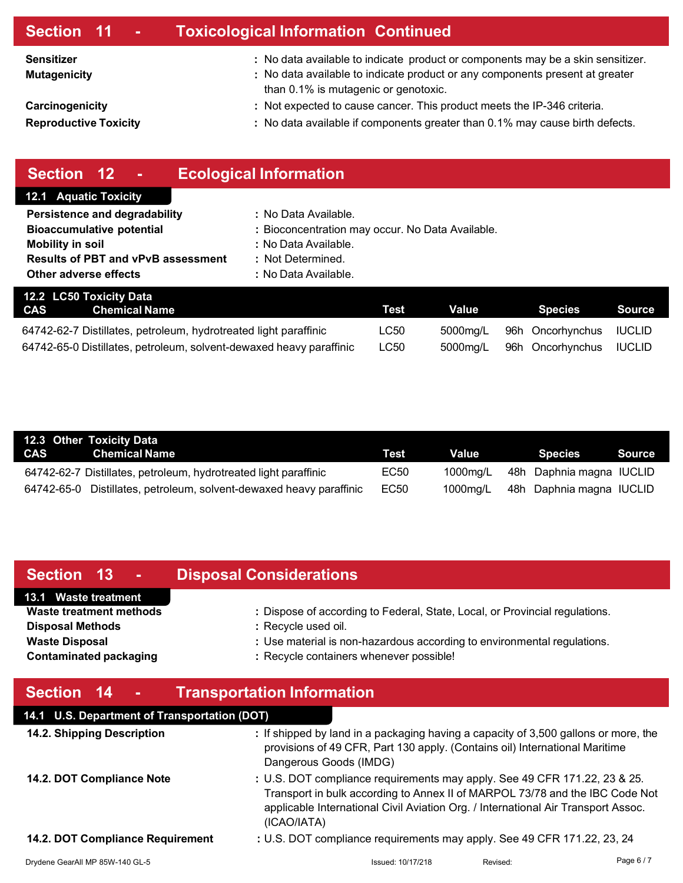## Section 11 - Toxicological Information Continued

**Sensitizer** : No data available to indicate product or components may be a skin sensitizer.

**Mutagenicity** : No data available to indicate product or any components present at greater than 0.1% is mutagenic or genotoxic.

**Carcinogenicity** : Not expected to cause cancer. This product meets the IP-346 criteria.

**Reproductive Toxicity** : No data available if components greater than 0.1% may cause birth defects.

## Section 12 - Ecological Information

### 12.1 Aquatic Toxicity

**Persistence and degradability** : No Data Available.

**Bioaccumulative potential** : Bioconcentration may occur. No Data Available.

**Mobility in soil** : No Data Available.

**Results of PBT and vPvB assessment** : Not Determined.

**Other adverse effects** : No Data Available.

### 12.2 LC50 Toxicity Data

| CAS | Chemical Name | Test | Value | | Species | Source |
|---|---|---|---|---|---|---|
| 64742-62-7 | Distillates, petroleum, hydrotreated light paraffinic | LC50 | 5000mg/L | 96h | Oncorhynchus | IUCLID |
| 64742-65-0 | Distillates, petroleum, solvent-dewaxed heavy paraffinic | LC50 | 5000mg/L | 96h | Oncorhynchus | IUCLID |

### 12.3 Other Toxicity Data

| CAS | Chemical Name | Test | Value | | Species | Source |
|---|---|---|---|---|---|---|
| 64742-62-7 | Distillates, petroleum, hydrotreated light paraffinic | EC50 | 1000mg/L | 48h | Daphnia magna | IUCLID |
| 64742-65-0 | Distillates, petroleum, solvent-dewaxed heavy paraffinic | EC50 | 1000mg/L | 48h | Daphnia magna | IUCLID |

## Section 13 - Disposal Considerations

### 13.1 Waste treatment

**Waste treatment methods** : Dispose of according to Federal, State, Local, or Provincial regulations.

**Disposal Methods** : Recycle used oil.

**Waste Disposal** : Use material is non-hazardous according to environmental regulations.

**Contaminated packaging** : Recycle containers whenever possible!

## Section 14 - Transportation Information

### 14.1 U.S. Department of Transportation (DOT)

**14.2. Shipping Description** : If shipped by land in a packaging having a capacity of 3,500 gallons or more, the provisions of 49 CFR, Part 130 apply. (Contains oil) International Maritime Dangerous Goods (IMDG)

**14.2. DOT Compliance Note** : U.S. DOT compliance requirements may apply. See 49 CFR 171.22, 23 & 25. Transport in bulk according to Annex II of MARPOL 73/78 and the IBC Code Not applicable International Civil Aviation Org. / International Air Transport Assoc. (ICAO/IATA)

**14.2. DOT Compliance Requirement** : U.S. DOT compliance requirements may apply. See 49 CFR 171.22, 23, 24

Drydene GearAll MP 85W-140 GL-5 Issued: 10/17/218 Revised: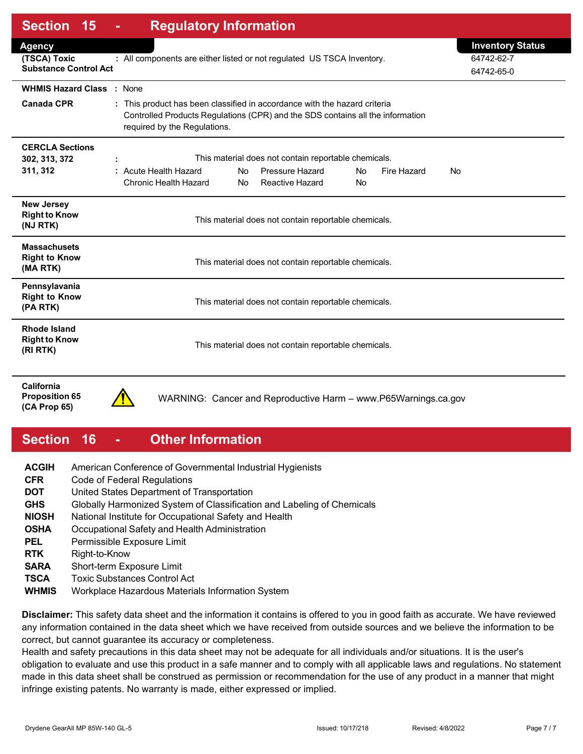## Section 15 - Regulatory Information

| Agency | | Inventory Status |
|---|---|---|
| (TSCA) Toxic Substance Control Act | : All components are either listed or not regulated US TSCA Inventory. | 64742-62-7<br>64742-65-0 |
| WHMIS Hazard Class | : None | |
| Canada CPR | : This product has been classified in accordance with the hazard criteria Controlled Products Regulations (CPR) and the SDS contains all the information required by the Regulations. | |

**CERCLA Sections 302, 313, 372** : This material does not contain reportable chemicals.

**311, 312** :

| | | | | | |
|---|---|---|---|---|---|
| Acute Health Hazard | No | Pressure Hazard | No | Fire Hazard | No |
| Chronic Health Hazard | No | Reactive Hazard | No | | |

**New Jersey Right to Know (NJ RTK)**
This material does not contain reportable chemicals.

**Massachusets Right to Know (MA RTK)**
This material does not contain reportable chemicals.

**Pennsylavania Right to Know (PA RTK)**
This material does not contain reportable chemicals.

**Rhode Island Right to Know (RI RTK)**
This material does not contain reportable chemicals.

**California Proposition 65 (CA Prop 65)**
WARNING: Cancer and Reproductive Harm – www.P65Warnings.ca.gov

## Section 16 - Other Information

| | |
|---|---|
| **ACGIH** | American Conference of Governmental Industrial Hygienists |
| **CFR** | Code of Federal Regulations |
| **DOT** | United States Department of Transportation |
| **GHS** | Globally Harmonized System of Classification and Labeling of Chemicals |
| **NIOSH** | National Institute for Occupational Safety and Health |
| **OSHA** | Occupational Safety and Health Administration |
| **PEL** | Permissible Exposure Limit |
| **RTK** | Right-to-Know |
| **SARA** | Short-term Exposure Limit |
| **TSCA** | Toxic Substances Control Act |
| **WHMIS** | Workplace Hazardous Materials Information System |

**Disclaimer:** This safety data sheet and the information it contains is offered to you in good faith as accurate. We have reviewed any information contained in the data sheet which we have received from outside sources and we believe the information to be correct, but cannot guarantee its accuracy or completeness.
Health and safety precautions in this data sheet may not be adequate for all individuals and/or situations. It is the user's obligation to evaluate and use this product in a safe manner and to comply with all applicable laws and regulations. No statement made in this data sheet shall be construed as permission or recommendation for the use of any product in a manner that might infringe existing patents. No warranty is made, either expressed or implied.